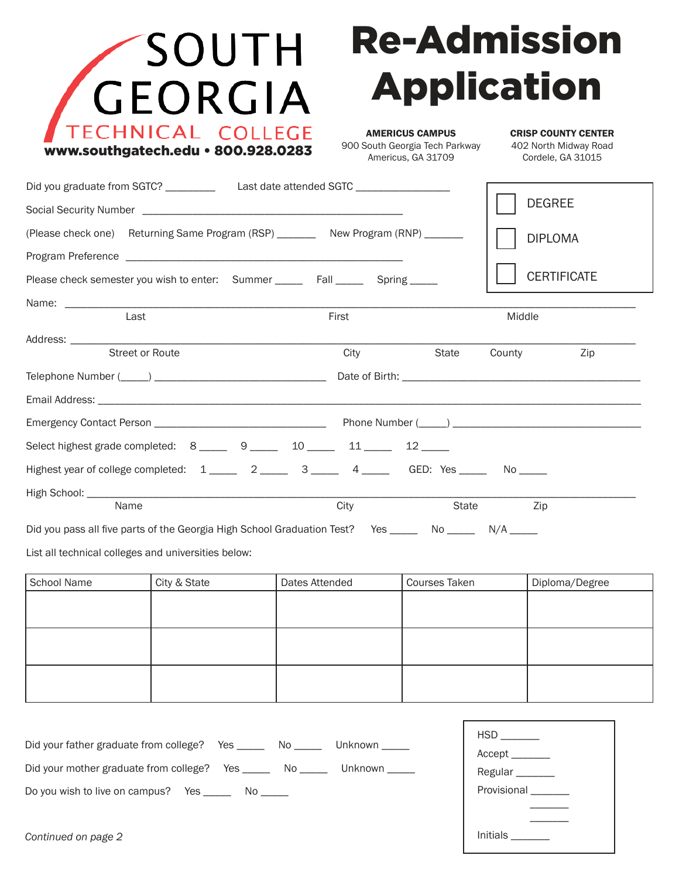SOUTH GEORGIA TECHNICAL COLLEGE
**www.southgatech.edu • 800.928.0283**

# Re-Admission Application

**AMERICUS CAMPUS**
900 South Georgia Tech Parkway
Americus, GA 31709

**CRISP COUNTY CENTER**
402 North Midway Road
Cordele, GA 31015

Did you graduate from SGTC? _________ Last date attended SGTC ________________

Social Security Number ______________________________________________

(Please check one) Returning Same Program (RSP) _______ New Program (RNP) _______

Program Preference ______________________________________________

Please check semester you wish to enter: Summer _____ Fall _____ Spring _____

☐ DEGREE

☐ DIPLOMA

☐ CERTIFICATE

Name: ______________________________________________________________
Last First Middle

Address: ______________________________________________________________
Street or Route City State County Zip

Telephone Number (_____) ______________________________ Date of Birth: ________________________________________

Email Address: ______________________________________________________________

Emergency Contact Person ______________________________ Phone Number (_____) ________________________________

Select highest grade completed: 8 _____ 9 _____ 10 _____ 11 _____ 12 _____

Highest year of college completed: 1 _____ 2 _____ 3 _____ 4 _____ GED: Yes _____ No _____

High School: ______________________________________________________________
Name City State Zip

Did you pass all five parts of the Georgia High School Graduation Test? Yes _____ No _____ N/A _____

List all technical colleges and universities below:

| School Name | City & State | Dates Attended | Courses Taken | Diploma/Degree |
|---|---|---|---|---|
| | | | | |
| | | | | |
| | | | | |

Did your father graduate from college? Yes _____ No _____ Unknown _____

Did your mother graduate from college? Yes _____ No _____ Unknown _____

Do you wish to live on campus? Yes _____ No _____

HSD _______
Accept _______
Regular _______
Provisional _______
_______
_______
Initials _______

*Continued on page 2*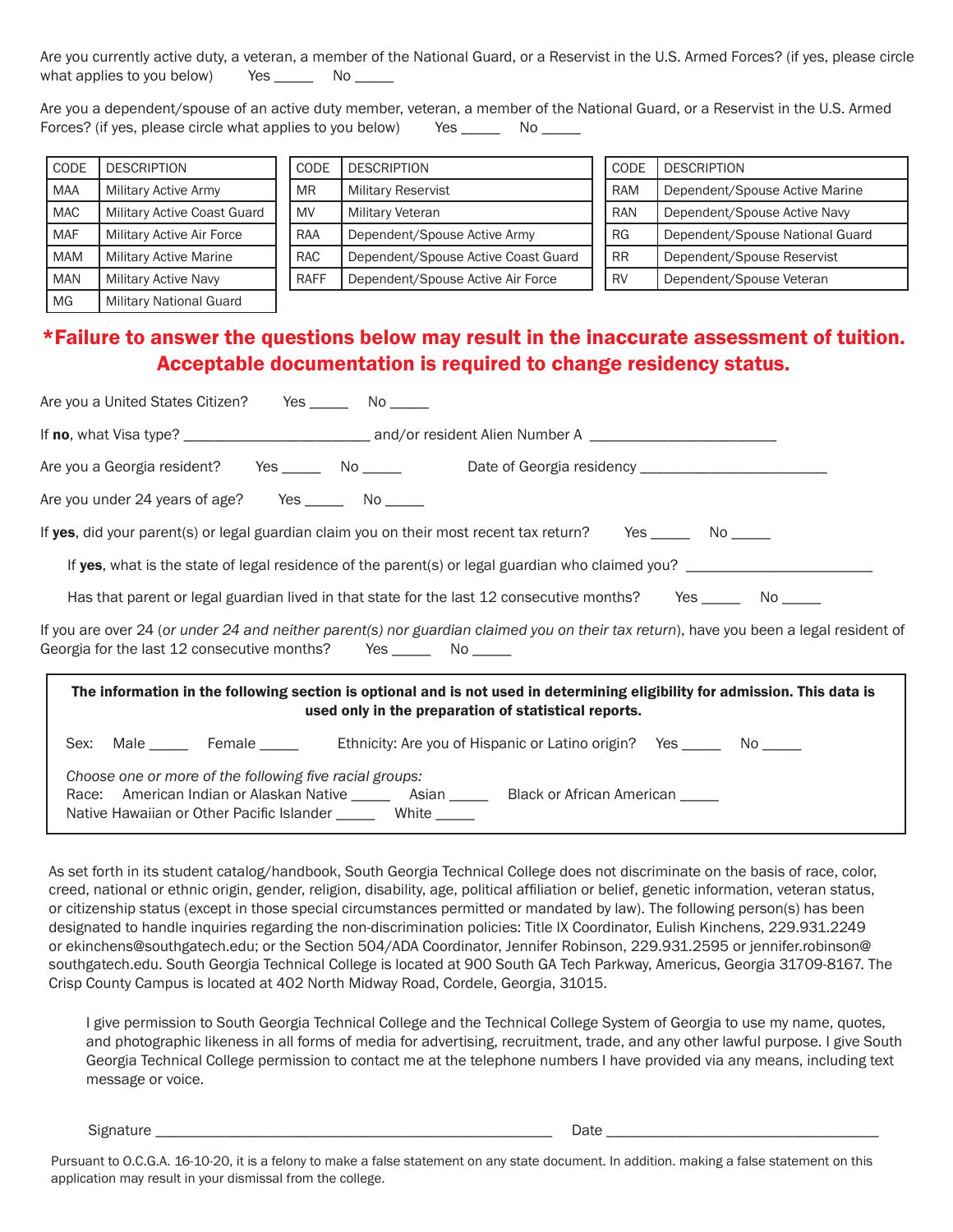Are you currently active duty, a veteran, a member of the National Guard, or a Reservist in the U.S. Armed Forces? (if yes, please circle what applies to you below) Yes _____ No _____

Are you a dependent/spouse of an active duty member, veteran, a member of the National Guard, or a Reservist in the U.S. Armed Forces? (if yes, please circle what applies to you below) Yes _____ No _____

| CODE | DESCRIPTION |
|---|---|
| MAA | Military Active Army |
| MAC | Military Active Coast Guard |
| MAF | Military Active Air Force |
| MAM | Military Active Marine |
| MAN | Military Active Navy |
| MG | Military National Guard |

| CODE | DESCRIPTION |
|---|---|
| MR | Military Reservist |
| MV | Military Veteran |
| RAA | Dependent/Spouse Active Army |
| RAC | Dependent/Spouse Active Coast Guard |
| RAFF | Dependent/Spouse Active Air Force |

| CODE | DESCRIPTION |
|---|---|
| RAM | Dependent/Spouse Active Marine |
| RAN | Dependent/Spouse Active Navy |
| RG | Dependent/Spouse National Guard |
| RR | Dependent/Spouse Reservist |
| RV | Dependent/Spouse Veteran |

**\*Failure to answer the questions below may result in the inaccurate assessment of tuition. Acceptable documentation is required to change residency status.**

Are you a United States Citizen? Yes _____ No _____

If **no**, what Visa type? ________________________ and/or resident Alien Number A ________________________

Are you a Georgia resident? Yes _____ No _____ Date of Georgia residency ________________________

Are you under 24 years of age? Yes _____ No _____

If **yes**, did your parent(s) or legal guardian claim you on their most recent tax return? Yes _____ No _____

If **yes**, what is the state of legal residence of the parent(s) or legal guardian who claimed you? ________________________

Has that parent or legal guardian lived in that state for the last 12 consecutive months? Yes _____ No _____

If you are over 24 (*or under 24 and neither parent(s) nor guardian claimed you on their tax return*), have you been a legal resident of Georgia for the last 12 consecutive months? Yes _____ No _____

**The information in the following section is optional and is not used in determining eligibility for admission. This data is used only in the preparation of statistical reports.**

Sex: Male _____ Female _____ Ethnicity: Are you of Hispanic or Latino origin? Yes _____ No _____

*Choose one or more of the following five racial groups:*
Race: American Indian or Alaskan Native _____ Asian _____ Black or African American _____
Native Hawaiian or Other Pacific Islander _____ White _____

As set forth in its student catalog/handbook, South Georgia Technical College does not discriminate on the basis of race, color, creed, national or ethnic origin, gender, religion, disability, age, political affiliation or belief, genetic information, veteran status, or citizenship status (except in those special circumstances permitted or mandated by law). The following person(s) has been designated to handle inquiries regarding the non-discrimination policies: Title IX Coordinator, Eulish Kinchens, 229.931.2249 or ekinchens@southgatech.edu; or the Section 504/ADA Coordinator, Jennifer Robinson, 229.931.2595 or jennifer.robinson@southgatech.edu. South Georgia Technical College is located at 900 South GA Tech Parkway, Americus, Georgia 31709-8167. The Crisp County Campus is located at 402 North Midway Road, Cordele, Georgia, 31015.

I give permission to South Georgia Technical College and the Technical College System of Georgia to use my name, quotes, and photographic likeness in all forms of media for advertising, recruitment, trade, and any other lawful purpose. I give South Georgia Technical College permission to contact me at the telephone numbers I have provided via any means, including text message or voice.

Signature ________________________________________________ Date ___________________________________

Pursuant to O.C.G.A. 16-10-20, it is a felony to make a false statement on any state document. In addition. making a false statement on this application may result in your dismissal from the college.